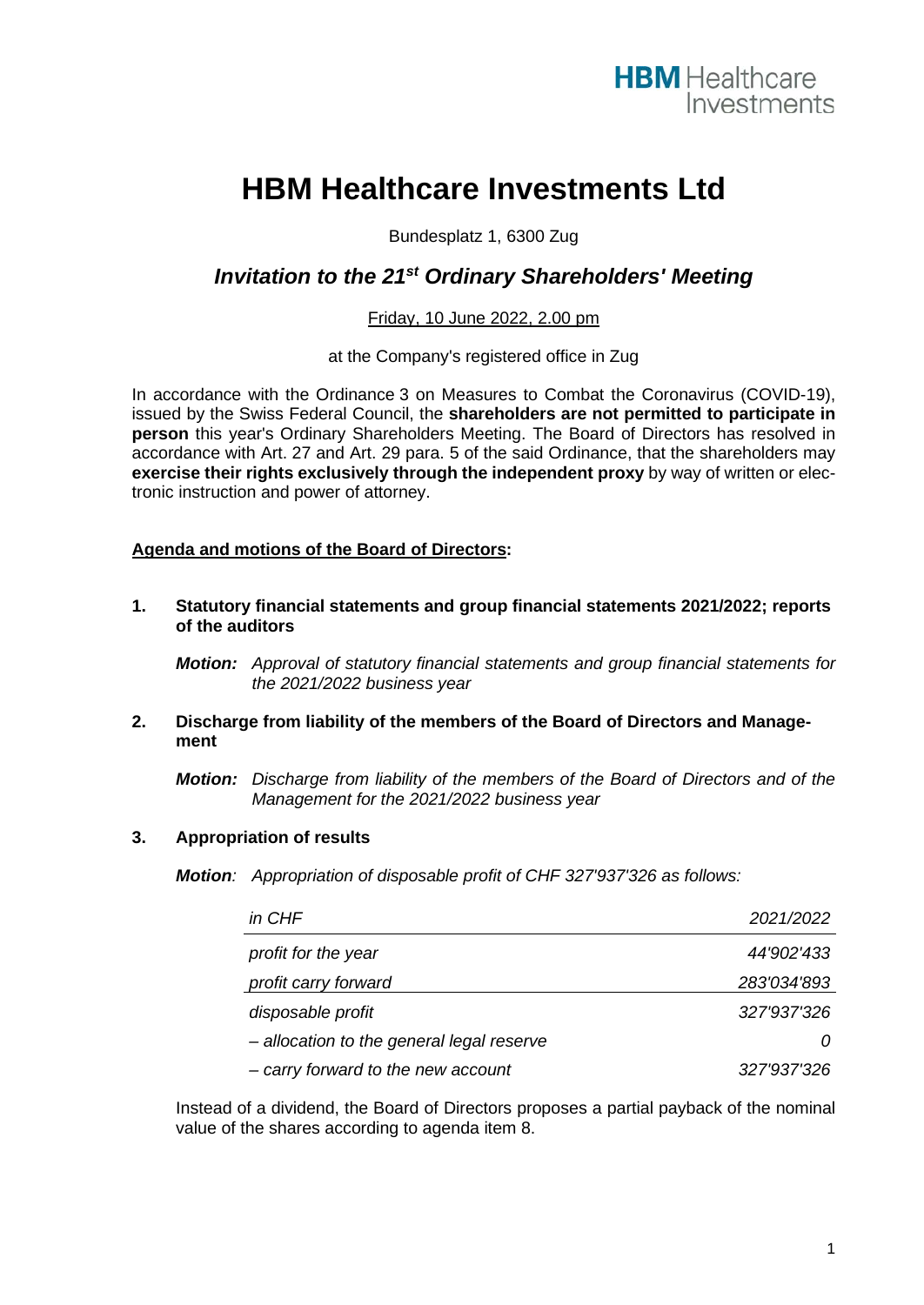# HBM Healthcare Investments Ltd

Bundesplatz 1, 6300 Zug

## *Invitation to the 21st Ordinary Shareholders' Meeting*

Friday, 10 June 2022, 2.00 pm

at the Company's registered office in Zug

In accordance with the Ordinance 3 on Measures to Combat the Coronavirus (COVID-19), issued by the Swiss Federal Council, the **shareholders are not permitted to participate in person** this year's Ordinary Shareholders Meeting. The Board of Directors has resolved in accordance with Art. 27 and Art. 29 para. 5 of the said Ordinance, that the shareholders may **exercise their rights exclusively through the independent proxy** by way of written or electronic instruction and power of attorney.

**Agenda and motions of the Board of Directors:**

**1. Statutory financial statements and group financial statements 2021/2022; reports of the auditors**

***Motion:*** *Approval of statutory financial statements and group financial statements for the 2021/2022 business year*

**2. Discharge from liability of the members of the Board of Directors and Management**

***Motion:*** *Discharge from liability of the members of the Board of Directors and of the Management for the 2021/2022 business year*

**3. Appropriation of results**

***Motion:*** *Appropriation of disposable profit of CHF 327'937'326 as follows:*

| *in CHF* | *2021/2022* |
|---|---|
| *profit for the year* | *44'902'433* |
| *profit carry forward* | *283'034'893* |
| *disposable profit* | *327'937'326* |
| *– allocation to the general legal reserve* | *0* |
| *– carry forward to the new account* | *327'937'326* |

Instead of a dividend, the Board of Directors proposes a partial payback of the nominal value of the shares according to agenda item 8.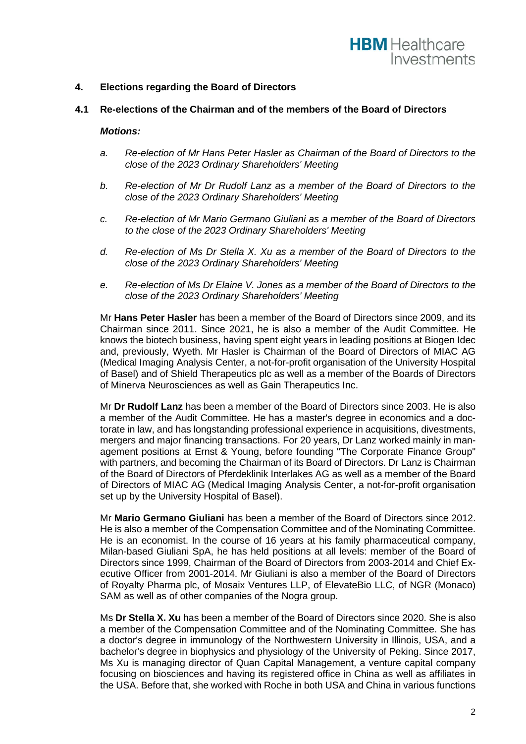## 4. Elections regarding the Board of Directors

### 4.1 Re-elections of the Chairman and of the members of the Board of Directors

***Motions:***

*a. Re-election of Mr Hans Peter Hasler as Chairman of the Board of Directors to the close of the 2023 Ordinary Shareholders' Meeting*

*b. Re-election of Mr Dr Rudolf Lanz as a member of the Board of Directors to the close of the 2023 Ordinary Shareholders' Meeting*

*c. Re-election of Mr Mario Germano Giuliani as a member of the Board of Directors to the close of the 2023 Ordinary Shareholders' Meeting*

*d. Re-election of Ms Dr Stella X. Xu as a member of the Board of Directors to the close of the 2023 Ordinary Shareholders' Meeting*

*e. Re-election of Ms Dr Elaine V. Jones as a member of the Board of Directors to the close of the 2023 Ordinary Shareholders' Meeting*

Mr **Hans Peter Hasler** has been a member of the Board of Directors since 2009, and its Chairman since 2011. Since 2021, he is also a member of the Audit Committee. He knows the biotech business, having spent eight years in leading positions at Biogen Idec and, previously, Wyeth. Mr Hasler is Chairman of the Board of Directors of MIAC AG (Medical Imaging Analysis Center, a not-for-profit organisation of the University Hospital of Basel) and of Shield Therapeutics plc as well as a member of the Boards of Directors of Minerva Neurosciences as well as Gain Therapeutics Inc.

Mr **Dr Rudolf Lanz** has been a member of the Board of Directors since 2003. He is also a member of the Audit Committee. He has a master's degree in economics and a doctorate in law, and has longstanding professional experience in acquisitions, divestments, mergers and major financing transactions. For 20 years, Dr Lanz worked mainly in management positions at Ernst & Young, before founding "The Corporate Finance Group" with partners, and becoming the Chairman of its Board of Directors. Dr Lanz is Chairman of the Board of Directors of Pferdeklinik Interlakes AG as well as a member of the Board of Directors of MIAC AG (Medical Imaging Analysis Center, a not-for-profit organisation set up by the University Hospital of Basel).

Mr **Mario Germano Giuliani** has been a member of the Board of Directors since 2012. He is also a member of the Compensation Committee and of the Nominating Committee. He is an economist. In the course of 16 years at his family pharmaceutical company, Milan-based Giuliani SpA, he has held positions at all levels: member of the Board of Directors since 1999, Chairman of the Board of Directors from 2003-2014 and Chief Executive Officer from 2001-2014. Mr Giuliani is also a member of the Board of Directors of Royalty Pharma plc, of Mosaix Ventures LLP, of ElevateBio LLC, of NGR (Monaco) SAM as well as of other companies of the Nogra group.

Ms **Dr Stella X. Xu** has been a member of the Board of Directors since 2020. She is also a member of the Compensation Committee and of the Nominating Committee. She has a doctor's degree in immunology of the Northwestern University in Illinois, USA, and a bachelor's degree in biophysics and physiology of the University of Peking. Since 2017, Ms Xu is managing director of Quan Capital Management, a venture capital company focusing on biosciences and having its registered office in China as well as affiliates in the USA. Before that, she worked with Roche in both USA and China in various functions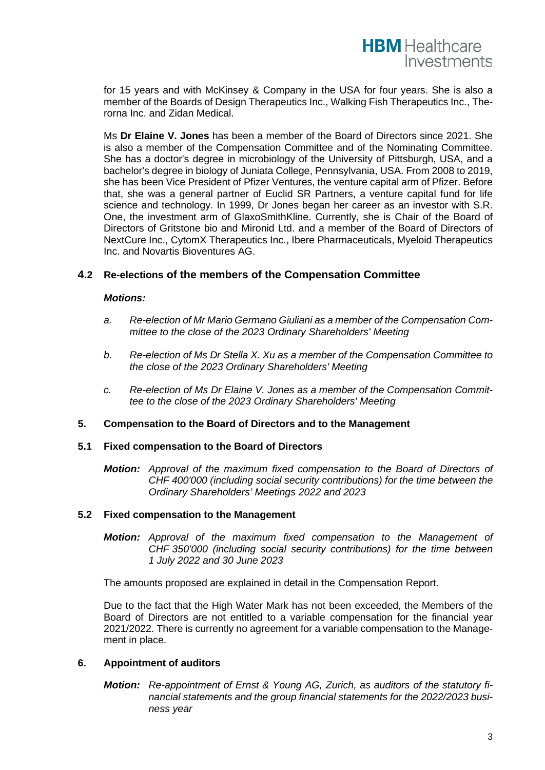for 15 years and with McKinsey & Company in the USA for four years. She is also a member of the Boards of Design Therapeutics Inc., Walking Fish Therapeutics Inc., Therorna Inc. and Zidan Medical.

Ms **Dr Elaine V. Jones** has been a member of the Board of Directors since 2021. She is also a member of the Compensation Committee and of the Nominating Committee. She has a doctor's degree in microbiology of the University of Pittsburgh, USA, and a bachelor's degree in biology of Juniata College, Pennsylvania, USA. From 2008 to 2019, she has been Vice President of Pfizer Ventures, the venture capital arm of Pfizer. Before that, she was a general partner of Euclid SR Partners, a venture capital fund for life science and technology. In 1999, Dr Jones began her career as an investor with S.R. One, the investment arm of GlaxoSmithKline. Currently, she is Chair of the Board of Directors of Gritstone bio and Mironid Ltd. and a member of the Board of Directors of NextCure Inc., CytomX Therapeutics Inc., Ibere Pharmaceuticals, Myeloid Therapeutics Inc. and Novartis Bioventures AG.

### 4.2 Re-elections of the members of the Compensation Committee

***Motions:***

*a. Re-election of Mr Mario Germano Giuliani as a member of the Compensation Committee to the close of the 2023 Ordinary Shareholders' Meeting*

*b. Re-election of Ms Dr Stella X. Xu as a member of the Compensation Committee to the close of the 2023 Ordinary Shareholders' Meeting*

*c. Re-election of Ms Dr Elaine V. Jones as a member of the Compensation Committee to the close of the 2023 Ordinary Shareholders' Meeting*

## 5. Compensation to the Board of Directors and to the Management

### 5.1 Fixed compensation to the Board of Directors

***Motion:*** *Approval of the maximum fixed compensation to the Board of Directors of CHF 400'000 (including social security contributions) for the time between the Ordinary Shareholders' Meetings 2022 and 2023*

### 5.2 Fixed compensation to the Management

***Motion:*** *Approval of the maximum fixed compensation to the Management of CHF 350'000 (including social security contributions) for the time between 1 July 2022 and 30 June 2023*

The amounts proposed are explained in detail in the Compensation Report.

Due to the fact that the High Water Mark has not been exceeded, the Members of the Board of Directors are not entitled to a variable compensation for the financial year 2021/2022. There is currently no agreement for a variable compensation to the Management in place.

## 6. Appointment of auditors

***Motion:*** *Re-appointment of Ernst & Young AG, Zurich, as auditors of the statutory financial statements and the group financial statements for the 2022/2023 business year*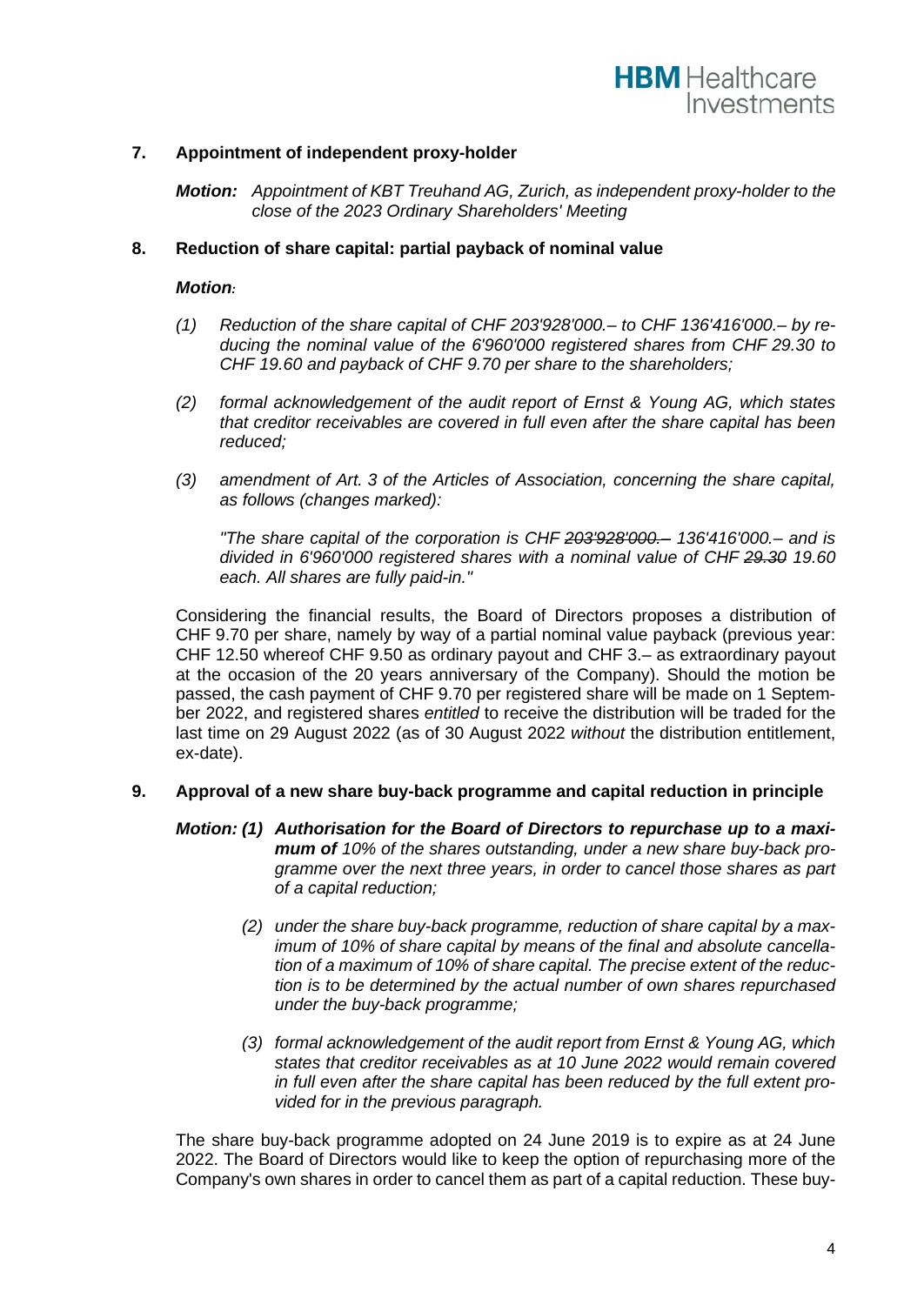## 7. Appointment of independent proxy-holder

***Motion:*** *Appointment of KBT Treuhand AG, Zurich, as independent proxy-holder to the close of the 2023 Ordinary Shareholders' Meeting*

## 8. Reduction of share capital: partial payback of nominal value

***Motion:***

*(1) Reduction of the share capital of CHF 203'928'000.– to CHF 136'416'000.– by reducing the nominal value of the 6'960'000 registered shares from CHF 29.30 to CHF 19.60 and payback of CHF 9.70 per share to the shareholders;*

*(2) formal acknowledgement of the audit report of Ernst & Young AG, which states that creditor receivables are covered in full even after the share capital has been reduced;*

*(3) amendment of Art. 3 of the Articles of Association, concerning the share capital, as follows (changes marked):*

*"The share capital of the corporation is CHF ~~203'928'000.–~~ 136'416'000.– and is divided in 6'960'000 registered shares with a nominal value of CHF ~~29.30~~ 19.60 each. All shares are fully paid-in."*

Considering the financial results, the Board of Directors proposes a distribution of CHF 9.70 per share, namely by way of a partial nominal value payback (previous year: CHF 12.50 whereof CHF 9.50 as ordinary payout and CHF 3.– as extraordinary payout at the occasion of the 20 years anniversary of the Company). Should the motion be passed, the cash payment of CHF 9.70 per registered share will be made on 1 September 2022, and registered shares *entitled* to receive the distribution will be traded for the last time on 29 August 2022 (as of 30 August 2022 *without* the distribution entitlement, ex-date).

## 9. Approval of a new share buy-back programme and capital reduction in principle

***Motion: (1) Authorisation for the Board of Directors to repurchase up to a maximum of*** *10% of the shares outstanding, under a new share buy-back programme over the next three years, in order to cancel those shares as part of a capital reduction;*

*(2) under the share buy-back programme, reduction of share capital by a maximum of 10% of share capital by means of the final and absolute cancellation of a maximum of 10% of share capital. The precise extent of the reduction is to be determined by the actual number of own shares repurchased under the buy-back programme;*

*(3) formal acknowledgement of the audit report from Ernst & Young AG, which states that creditor receivables as at 10 June 2022 would remain covered in full even after the share capital has been reduced by the full extent provided for in the previous paragraph.*

The share buy-back programme adopted on 24 June 2019 is to expire as at 24 June 2022. The Board of Directors would like to keep the option of repurchasing more of the Company's own shares in order to cancel them as part of a capital reduction. These buy-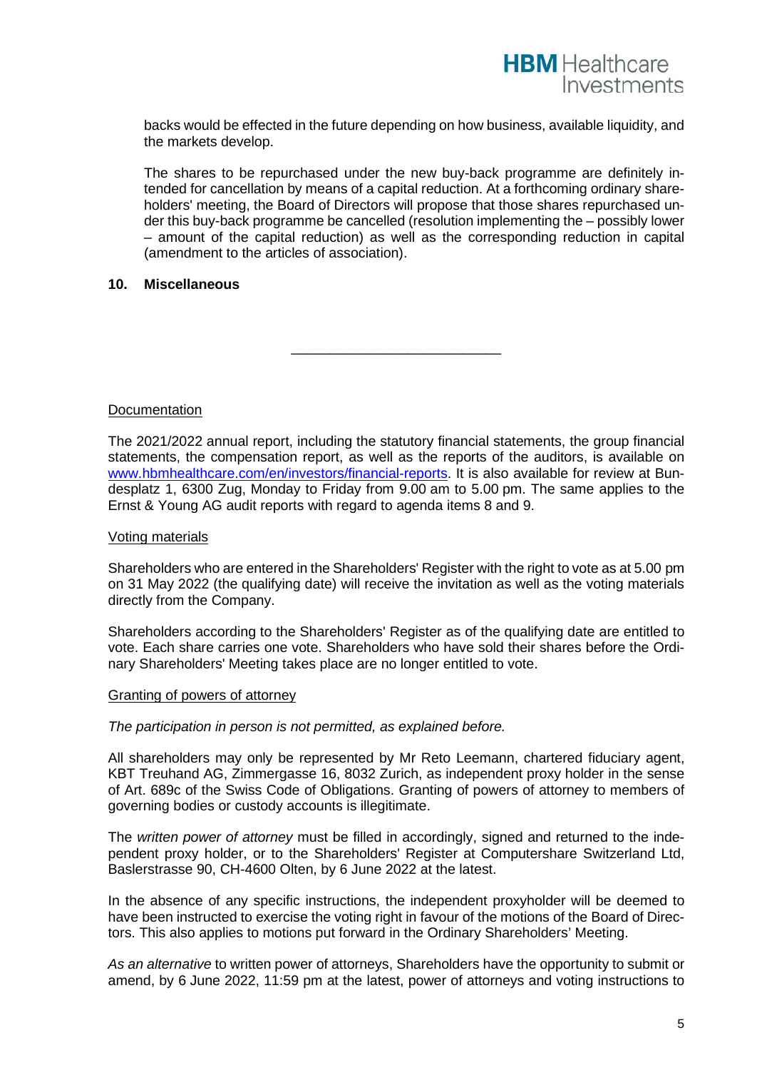backs would be effected in the future depending on how business, available liquidity, and the markets develop.

The shares to be repurchased under the new buy-back programme are definitely intended for cancellation by means of a capital reduction. At a forthcoming ordinary shareholders' meeting, the Board of Directors will propose that those shares repurchased under this buy-back programme be cancelled (resolution implementing the – possibly lower – amount of the capital reduction) as well as the corresponding reduction in capital (amendment to the articles of association).

## 10. Miscellaneous

---

Documentation

The 2021/2022 annual report, including the statutory financial statements, the group financial statements, the compensation report, as well as the reports of the auditors, is available on www.hbmhealthcare.com/en/investors/financial-reports. It is also available for review at Bundesplatz 1, 6300 Zug, Monday to Friday from 9.00 am to 5.00 pm. The same applies to the Ernst & Young AG audit reports with regard to agenda items 8 and 9.

Voting materials

Shareholders who are entered in the Shareholders' Register with the right to vote as at 5.00 pm on 31 May 2022 (the qualifying date) will receive the invitation as well as the voting materials directly from the Company.

Shareholders according to the Shareholders' Register as of the qualifying date are entitled to vote. Each share carries one vote. Shareholders who have sold their shares before the Ordinary Shareholders' Meeting takes place are no longer entitled to vote.

Granting of powers of attorney

*The participation in person is not permitted, as explained before.*

All shareholders may only be represented by Mr Reto Leemann, chartered fiduciary agent, KBT Treuhand AG, Zimmergasse 16, 8032 Zurich, as independent proxy holder in the sense of Art. 689c of the Swiss Code of Obligations. Granting of powers of attorney to members of governing bodies or custody accounts is illegitimate.

The *written power of attorney* must be filled in accordingly, signed and returned to the independent proxy holder, or to the Shareholders' Register at Computershare Switzerland Ltd, Baslerstrasse 90, CH-4600 Olten, by 6 June 2022 at the latest.

In the absence of any specific instructions, the independent proxyholder will be deemed to have been instructed to exercise the voting right in favour of the motions of the Board of Directors. This also applies to motions put forward in the Ordinary Shareholders' Meeting.

*As an alternative* to written power of attorneys, Shareholders have the opportunity to submit or amend, by 6 June 2022, 11:59 pm at the latest, power of attorneys and voting instructions to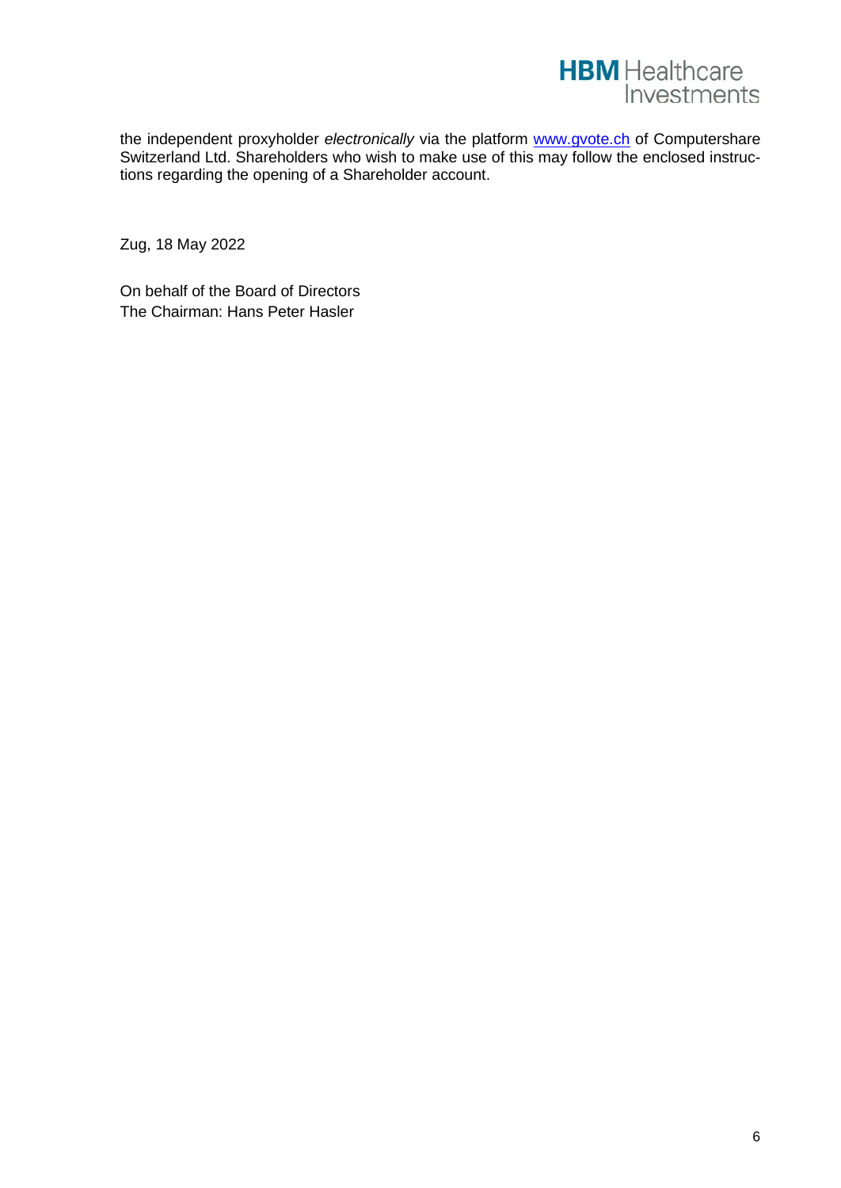the independent proxyholder *electronically* via the platform www.gvote.ch of Computershare Switzerland Ltd. Shareholders who wish to make use of this may follow the enclosed instructions regarding the opening of a Shareholder account.

Zug, 18 May 2022

On behalf of the Board of Directors
The Chairman: Hans Peter Hasler